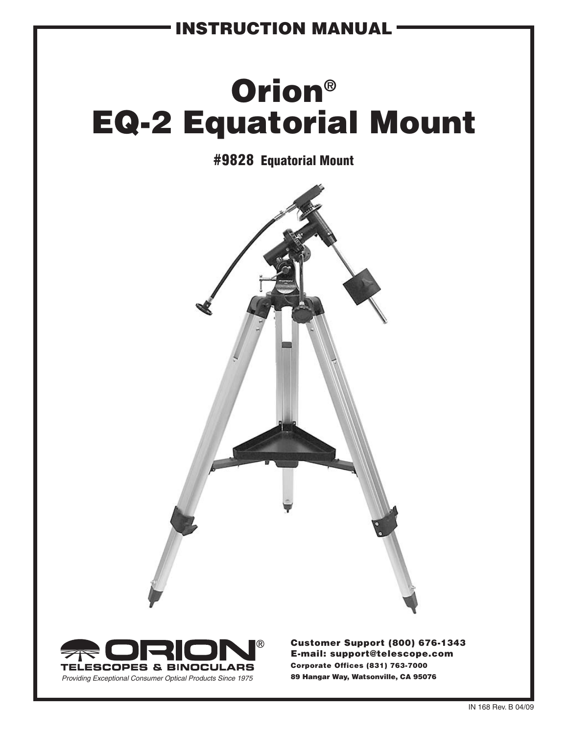INSTRUCTION MANUAL

# Orion® EQ-2 Equatorial Mount

## #9828 Equatorial Mount

ORION® TELESCOPES & BINOCULARS

*Providing Exceptional Consumer Optical Products Since 1975*

**Customer Support (800) 676-1343**
**E-mail: support@telescope.com**
**Corporate Offices (831) 763-7000**
**89 Hangar Way, Watsonville, CA 95076**

IN 168 Rev. B 04/09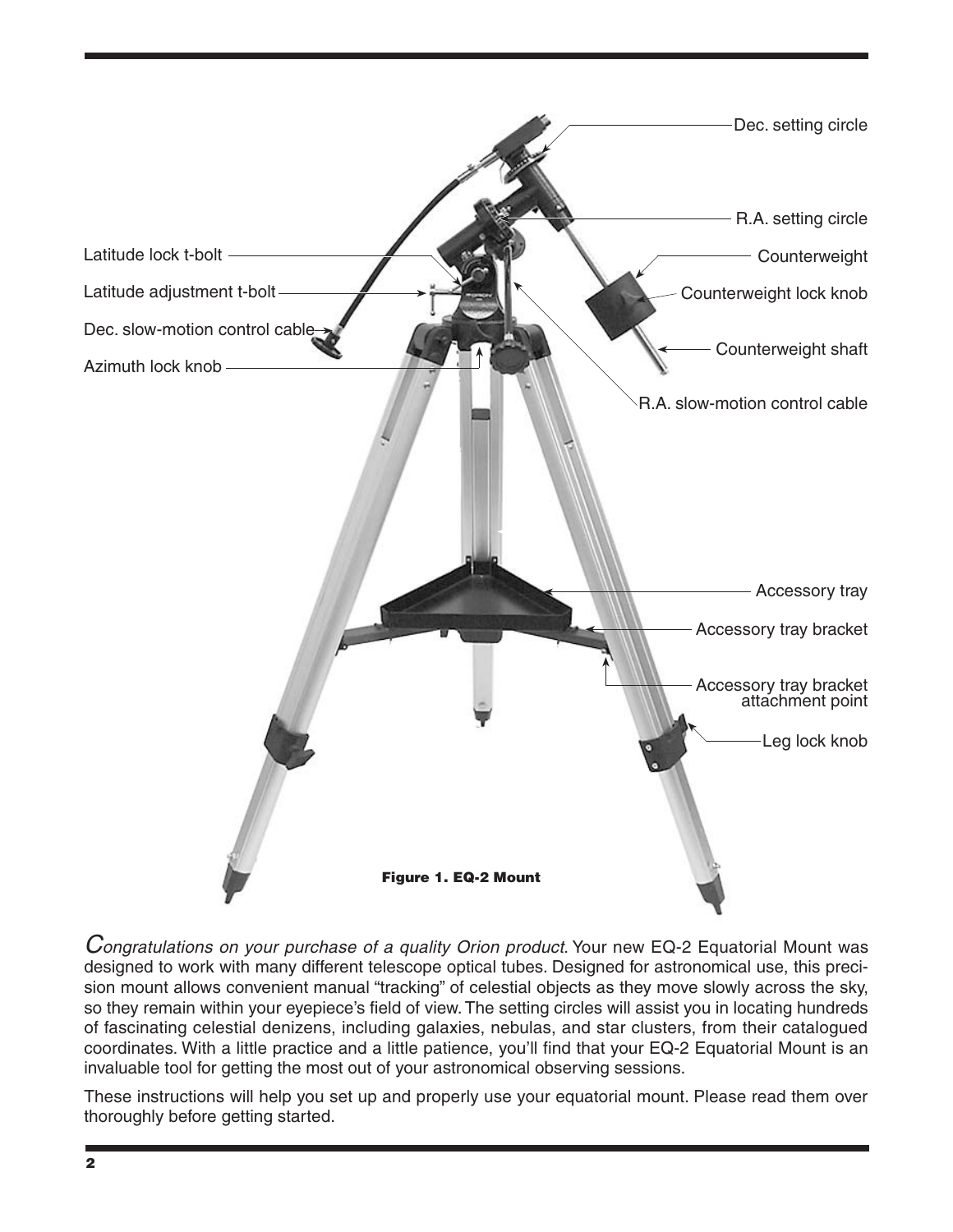Figure 1. EQ-2 Mount

*Congratulations on your purchase of a quality Orion product.* Your new EQ-2 Equatorial Mount was designed to work with many different telescope optical tubes. Designed for astronomical use, this precision mount allows convenient manual "tracking" of celestial objects as they move slowly across the sky, so they remain within your eyepiece's field of view. The setting circles will assist you in locating hundreds of fascinating celestial denizens, including galaxies, nebulas, and star clusters, from their catalogued coordinates. With a little practice and a little patience, you'll find that your EQ-2 Equatorial Mount is an invaluable tool for getting the most out of your astronomical observing sessions.

These instructions will help you set up and properly use your equatorial mount. Please read them over thoroughly before getting started.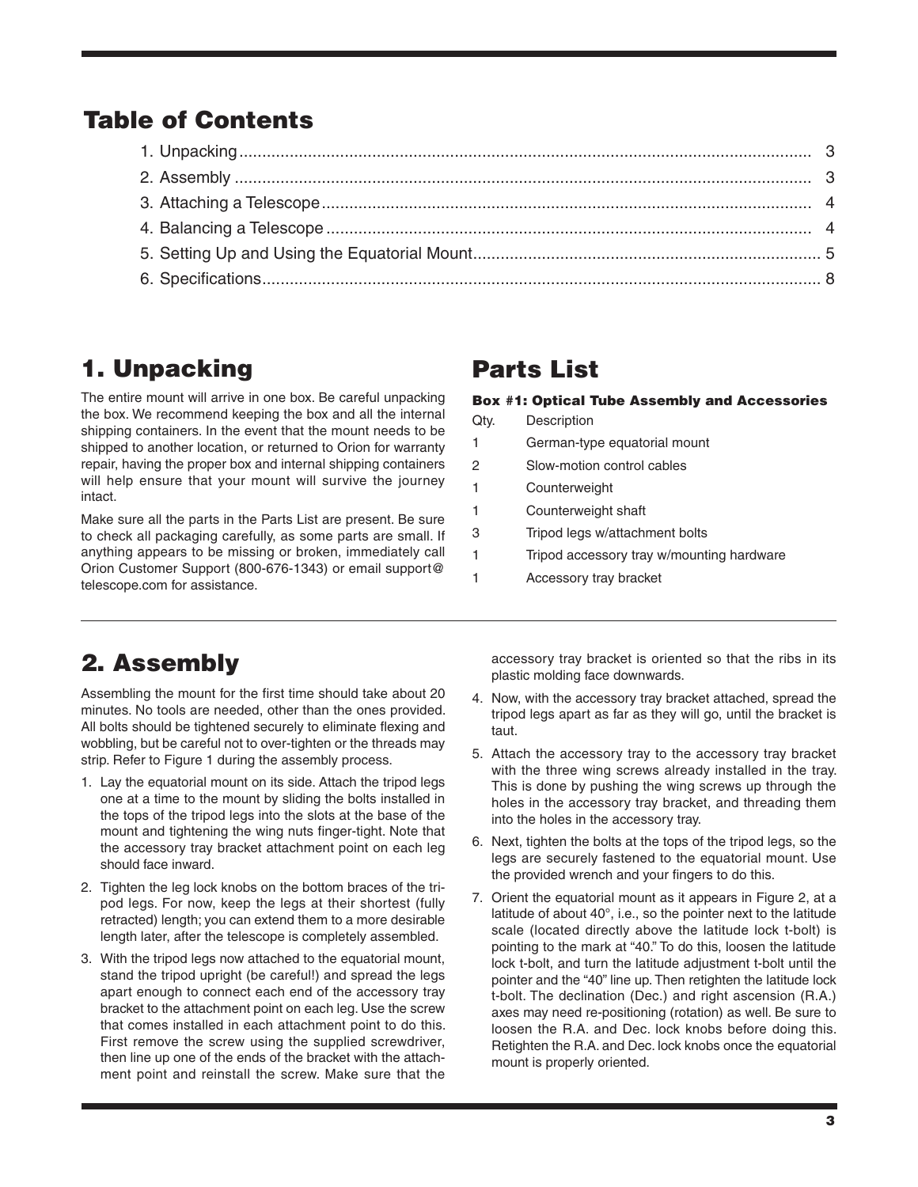## Table of Contents

1. Unpacking .... 3
2. Assembly .... 3
3. Attaching a Telescope .... 4
4. Balancing a Telescope .... 4
5. Setting Up and Using the Equatorial Mount .... 5
6. Specifications .... 8

# 1. Unpacking

The entire mount will arrive in one box. Be careful unpacking the box. We recommend keeping the box and all the internal shipping containers. In the event that the mount needs to be shipped to another location, or returned to Orion for warranty repair, having the proper box and internal shipping containers will help ensure that your mount will survive the journey intact.

Make sure all the parts in the Parts List are present. Be sure to check all packaging carefully, as some parts are small. If anything appears to be missing or broken, immediately call Orion Customer Support (800-676-1343) or email support@telescope.com for assistance.

# Parts List

**Box #1: Optical Tube Assembly and Accessories**

| Qty. | Description |
|---|---|
| 1 | German-type equatorial mount |
| 2 | Slow-motion control cables |
| 1 | Counterweight |
| 1 | Counterweight shaft |
| 3 | Tripod legs w/attachment bolts |
| 1 | Tripod accessory tray w/mounting hardware |
| 1 | Accessory tray bracket |

# 2. Assembly

Assembling the mount for the first time should take about 20 minutes. No tools are needed, other than the ones provided. All bolts should be tightened securely to eliminate flexing and wobbling, but be careful not to over-tighten or the threads may strip. Refer to Figure 1 during the assembly process.

1. Lay the equatorial mount on its side. Attach the tripod legs one at a time to the mount by sliding the bolts installed in the tops of the tripod legs into the slots at the base of the mount and tightening the wing nuts finger-tight. Note that the accessory tray bracket attachment point on each leg should face inward.
2. Tighten the leg lock knobs on the bottom braces of the tripod legs. For now, keep the legs at their shortest (fully retracted) length; you can extend them to a more desirable length later, after the telescope is completely assembled.
3. With the tripod legs now attached to the equatorial mount, stand the tripod upright (be careful!) and spread the legs apart enough to connect each end of the accessory tray bracket to the attachment point on each leg. Use the screw that comes installed in each attachment point to do this. First remove the screw using the supplied screwdriver, then line up one of the ends of the bracket with the attachment point and reinstall the screw. Make sure that the accessory tray bracket is oriented so that the ribs in its plastic molding face downwards.
4. Now, with the accessory tray bracket attached, spread the tripod legs apart as far as they will go, until the bracket is taut.
5. Attach the accessory tray to the accessory tray bracket with the three wing screws already installed in the tray. This is done by pushing the wing screws up through the holes in the accessory tray bracket, and threading them into the holes in the accessory tray.
6. Next, tighten the bolts at the tops of the tripod legs, so the legs are securely fastened to the equatorial mount. Use the provided wrench and your fingers to do this.
7. Orient the equatorial mount as it appears in Figure 2, at a latitude of about 40°, i.e., so the pointer next to the latitude scale (located directly above the latitude lock t-bolt) is pointing to the mark at "40." To do this, loosen the latitude lock t-bolt, and turn the latitude adjustment t-bolt until the pointer and the "40" line up. Then retighten the latitude lock t-bolt. The declination (Dec.) and right ascension (R.A.) axes may need re-positioning (rotation) as well. Be sure to loosen the R.A. and Dec. lock knobs before doing this. Retighten the R.A. and Dec. lock knobs once the equatorial mount is properly oriented.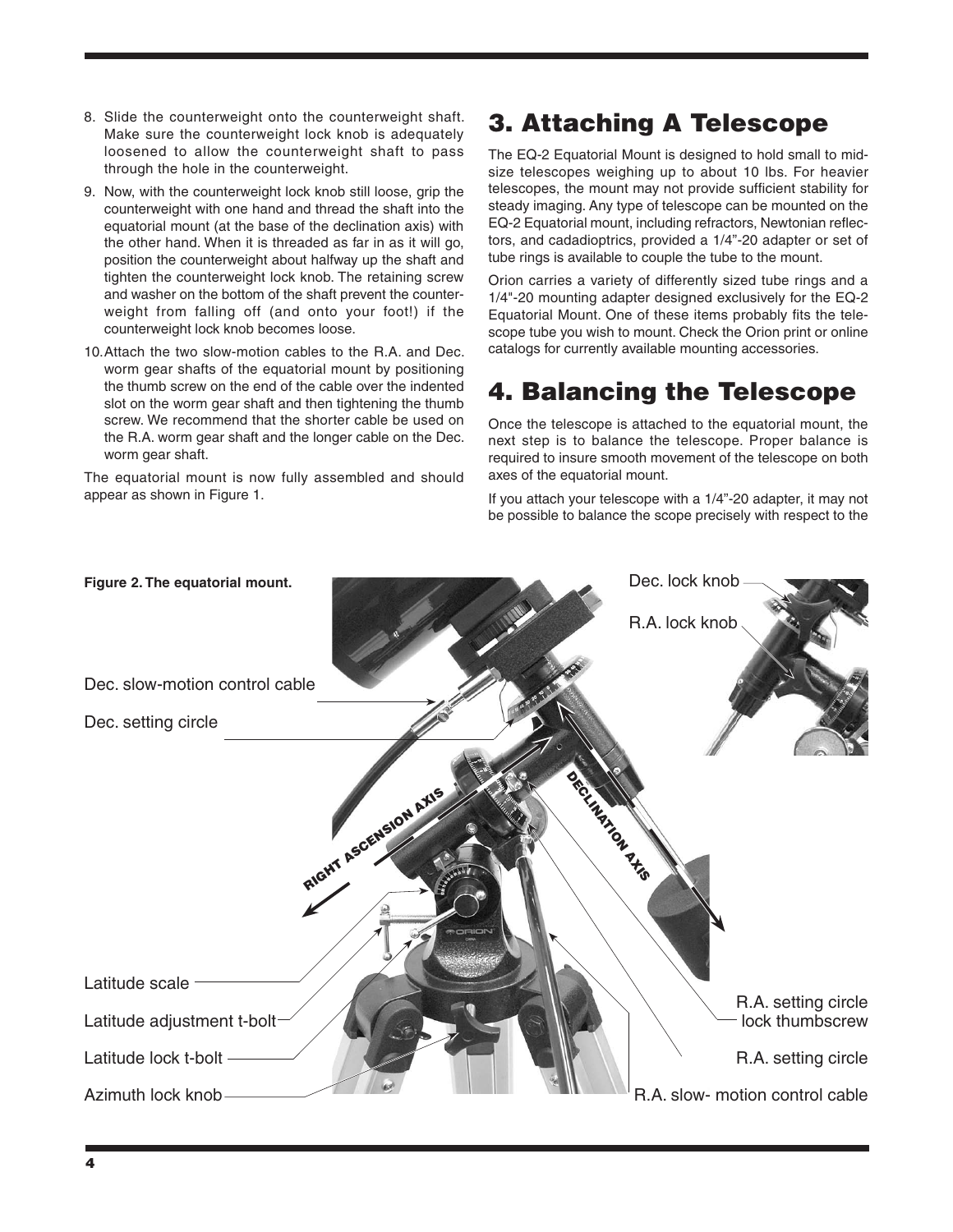8. Slide the counterweight onto the counterweight shaft. Make sure the counterweight lock knob is adequately loosened to allow the counterweight shaft to pass through the hole in the counterweight.
9. Now, with the counterweight lock knob still loose, grip the counterweight with one hand and thread the shaft into the equatorial mount (at the base of the declination axis) with the other hand. When it is threaded as far in as it will go, position the counterweight about halfway up the shaft and tighten the counterweight lock knob. The retaining screw and washer on the bottom of the shaft prevent the counterweight from falling off (and onto your foot!) if the counterweight lock knob becomes loose.
10. Attach the two slow-motion cables to the R.A. and Dec. worm gear shafts of the equatorial mount by positioning the thumb screw on the end of the cable over the indented slot on the worm gear shaft and then tightening the thumb screw. We recommend that the shorter cable be used on the R.A. worm gear shaft and the longer cable on the Dec. worm gear shaft.

The equatorial mount is now fully assembled and should appear as shown in Figure 1.

# 3. Attaching A Telescope

The EQ-2 Equatorial Mount is designed to hold small to mid-size telescopes weighing up to about 10 lbs. For heavier telescopes, the mount may not provide sufficient stability for steady imaging. Any type of telescope can be mounted on the EQ-2 Equatorial mount, including refractors, Newtonian reflectors, and cadadioptrics, provided a 1/4"-20 adapter or set of tube rings is available to couple the tube to the mount.

Orion carries a variety of differently sized tube rings and a 1/4"-20 mounting adapter designed exclusively for the EQ-2 Equatorial Mount. One of these items probably fits the telescope tube you wish to mount. Check the Orion print or online catalogs for currently available mounting accessories.

# 4. Balancing the Telescope

Once the telescope is attached to the equatorial mount, the next step is to balance the telescope. Proper balance is required to insure smooth movement of the telescope on both axes of the equatorial mount.

If you attach your telescope with a 1/4"-20 adapter, it may not be possible to balance the scope precisely with respect to the

**Figure 2. The equatorial mount.**

Dec. lock knob
R.A. lock knob
Dec. slow-motion control cable
Dec. setting circle
RIGHT ASCENSION AXIS
DECLINATION AXIS
Latitude scale
Latitude adjustment t-bolt
Latitude lock t-bolt
Azimuth lock knob
R.A. setting circle lock thumbscrew
R.A. setting circle
R.A. slow- motion control cable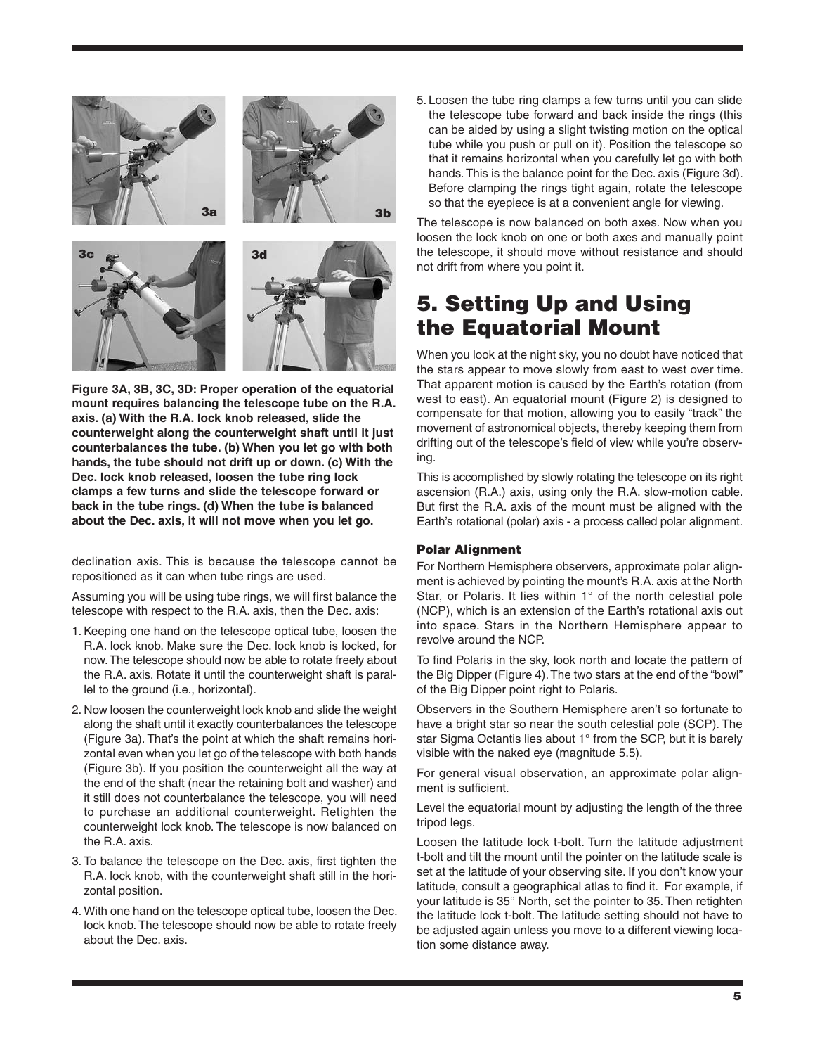**Figure 3A, 3B, 3C, 3D: Proper operation of the equatorial mount requires balancing the telescope tube on the R.A. axis. (a) With the R.A. lock knob released, slide the counterweight along the counterweight shaft until it just counterbalances the tube. (b) When you let go with both hands, the tube should not drift up or down. (c) With the Dec. lock knob released, loosen the tube ring lock clamps a few turns and slide the telescope forward or back in the tube rings. (d) When the tube is balanced about the Dec. axis, it will not move when you let go.**

declination axis. This is because the telescope cannot be repositioned as it can when tube rings are used.

Assuming you will be using tube rings, we will first balance the telescope with respect to the R.A. axis, then the Dec. axis:

1. Keeping one hand on the telescope optical tube, loosen the R.A. lock knob. Make sure the Dec. lock knob is locked, for now. The telescope should now be able to rotate freely about the R.A. axis. Rotate it until the counterweight shaft is parallel to the ground (i.e., horizontal).
2. Now loosen the counterweight lock knob and slide the weight along the shaft until it exactly counterbalances the telescope (Figure 3a). That's the point at which the shaft remains horizontal even when you let go of the telescope with both hands (Figure 3b). If you position the counterweight all the way at the end of the shaft (near the retaining bolt and washer) and it still does not counterbalance the telescope, you will need to purchase an additional counterweight. Retighten the counterweight lock knob. The telescope is now balanced on the R.A. axis.
3. To balance the telescope on the Dec. axis, first tighten the R.A. lock knob, with the counterweight shaft still in the horizontal position.
4. With one hand on the telescope optical tube, loosen the Dec. lock knob. The telescope should now be able to rotate freely about the Dec. axis.
5. Loosen the tube ring clamps a few turns until you can slide the telescope tube forward and back inside the rings (this can be aided by using a slight twisting motion on the optical tube while you push or pull on it). Position the telescope so that it remains horizontal when you carefully let go with both hands. This is the balance point for the Dec. axis (Figure 3d). Before clamping the rings tight again, rotate the telescope so that the eyepiece is at a convenient angle for viewing.

The telescope is now balanced on both axes. Now when you loosen the lock knob on one or both axes and manually point the telescope, it should move without resistance and should not drift from where you point it.

# 5. Setting Up and Using the Equatorial Mount

When you look at the night sky, you no doubt have noticed that the stars appear to move slowly from east to west over time. That apparent motion is caused by the Earth's rotation (from west to east). An equatorial mount (Figure 2) is designed to compensate for that motion, allowing you to easily "track" the movement of astronomical objects, thereby keeping them from drifting out of the telescope's field of view while you're observing.

This is accomplished by slowly rotating the telescope on its right ascension (R.A.) axis, using only the R.A. slow-motion cable. But first the R.A. axis of the mount must be aligned with the Earth's rotational (polar) axis - a process called polar alignment.

### Polar Alignment

For Northern Hemisphere observers, approximate polar alignment is achieved by pointing the mount's R.A. axis at the North Star, or Polaris. It lies within 1° of the north celestial pole (NCP), which is an extension of the Earth's rotational axis out into space. Stars in the Northern Hemisphere appear to revolve around the NCP.

To find Polaris in the sky, look north and locate the pattern of the Big Dipper (Figure 4). The two stars at the end of the "bowl" of the Big Dipper point right to Polaris.

Observers in the Southern Hemisphere aren't so fortunate to have a bright star so near the south celestial pole (SCP). The star Sigma Octantis lies about 1° from the SCP, but it is barely visible with the naked eye (magnitude 5.5).

For general visual observation, an approximate polar alignment is sufficient.

Level the equatorial mount by adjusting the length of the three tripod legs.

Loosen the latitude lock t-bolt. Turn the latitude adjustment t-bolt and tilt the mount until the pointer on the latitude scale is set at the latitude of your observing site. If you don't know your latitude, consult a geographical atlas to find it. For example, if your latitude is 35° North, set the pointer to 35. Then retighten the latitude lock t-bolt. The latitude setting should not have to be adjusted again unless you move to a different viewing location some distance away.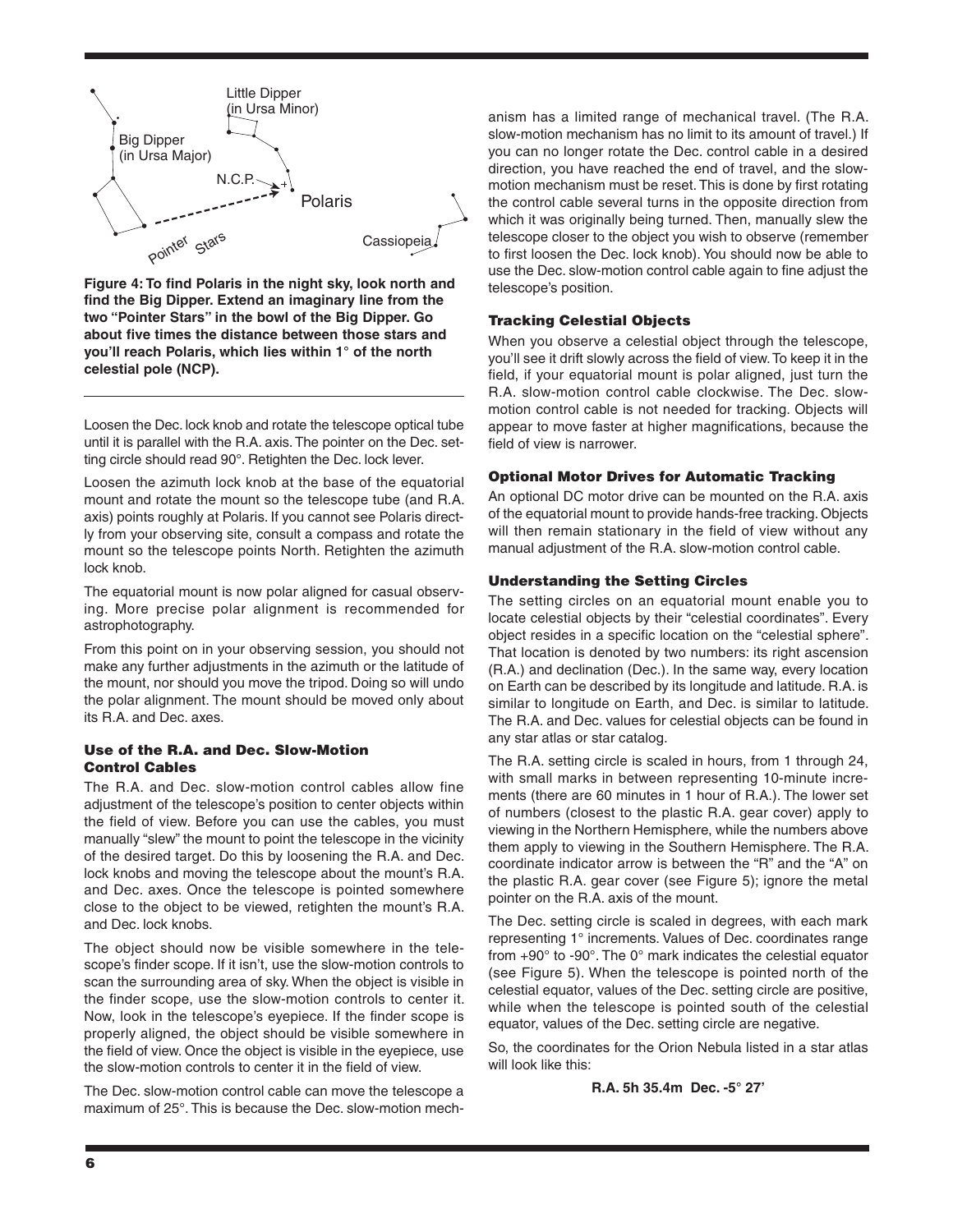**Figure 4: To find Polaris in the night sky, look north and find the Big Dipper. Extend an imaginary line from the two "Pointer Stars" in the bowl of the Big Dipper. Go about five times the distance between those stars and you'll reach Polaris, which lies within 1° of the north celestial pole (NCP).**

Loosen the Dec. lock knob and rotate the telescope optical tube until it is parallel with the R.A. axis. The pointer on the Dec. setting circle should read 90°. Retighten the Dec. lock lever.

Loosen the azimuth lock knob at the base of the equatorial mount and rotate the mount so the telescope tube (and R.A. axis) points roughly at Polaris. If you cannot see Polaris directly from your observing site, consult a compass and rotate the mount so the telescope points North. Retighten the azimuth lock knob.

The equatorial mount is now polar aligned for casual observing. More precise polar alignment is recommended for astrophotography.

From this point on in your observing session, you should not make any further adjustments in the azimuth or the latitude of the mount, nor should you move the tripod. Doing so will undo the polar alignment. The mount should be moved only about its R.A. and Dec. axes.

### Use of the R.A. and Dec. Slow-Motion Control Cables

The R.A. and Dec. slow-motion control cables allow fine adjustment of the telescope's position to center objects within the field of view. Before you can use the cables, you must manually "slew" the mount to point the telescope in the vicinity of the desired target. Do this by loosening the R.A. and Dec. lock knobs and moving the telescope about the mount's R.A. and Dec. axes. Once the telescope is pointed somewhere close to the object to be viewed, retighten the mount's R.A. and Dec. lock knobs.

The object should now be visible somewhere in the telescope's finder scope. If it isn't, use the slow-motion controls to scan the surrounding area of sky. When the object is visible in the finder scope, use the slow-motion controls to center it. Now, look in the telescope's eyepiece. If the finder scope is properly aligned, the object should be visible somewhere in the field of view. Once the object is visible in the eyepiece, use the slow-motion controls to center it in the field of view.

The Dec. slow-motion control cable can move the telescope a maximum of 25°. This is because the Dec. slow-motion mechanism has a limited range of mechanical travel. (The R.A. slow-motion mechanism has no limit to its amount of travel.) If you can no longer rotate the Dec. control cable in a desired direction, you have reached the end of travel, and the slow-motion mechanism must be reset. This is done by first rotating the control cable several turns in the opposite direction from which it was originally being turned. Then, manually slew the telescope closer to the object you wish to observe (remember to first loosen the Dec. lock knob). You should now be able to use the Dec. slow-motion control cable again to fine adjust the telescope's position.

### Tracking Celestial Objects

When you observe a celestial object through the telescope, you'll see it drift slowly across the field of view. To keep it in the field, if your equatorial mount is polar aligned, just turn the R.A. slow-motion control cable clockwise. The Dec. slow-motion control cable is not needed for tracking. Objects will appear to move faster at higher magnifications, because the field of view is narrower.

### Optional Motor Drives for Automatic Tracking

An optional DC motor drive can be mounted on the R.A. axis of the equatorial mount to provide hands-free tracking. Objects will then remain stationary in the field of view without any manual adjustment of the R.A. slow-motion control cable.

### Understanding the Setting Circles

The setting circles on an equatorial mount enable you to locate celestial objects by their "celestial coordinates". Every object resides in a specific location on the "celestial sphere". That location is denoted by two numbers: its right ascension (R.A.) and declination (Dec.). In the same way, every location on Earth can be described by its longitude and latitude. R.A. is similar to longitude on Earth, and Dec. is similar to latitude. The R.A. and Dec. values for celestial objects can be found in any star atlas or star catalog.

The R.A. setting circle is scaled in hours, from 1 through 24, with small marks in between representing 10-minute increments (there are 60 minutes in 1 hour of R.A.). The lower set of numbers (closest to the plastic R.A. gear cover) apply to viewing in the Northern Hemisphere, while the numbers above them apply to viewing in the Southern Hemisphere. The R.A. coordinate indicator arrow is between the "R" and the "A" on the plastic R.A. gear cover (see Figure 5); ignore the metal pointer on the R.A. axis of the mount.

The Dec. setting circle is scaled in degrees, with each mark representing 1° increments. Values of Dec. coordinates range from +90° to -90°. The 0° mark indicates the celestial equator (see Figure 5). When the telescope is pointed north of the celestial equator, values of the Dec. setting circle are positive, while when the telescope is pointed south of the celestial equator, values of the Dec. setting circle are negative.

So, the coordinates for the Orion Nebula listed in a star atlas will look like this:

**R.A. 5h 35.4m Dec. -5° 27'**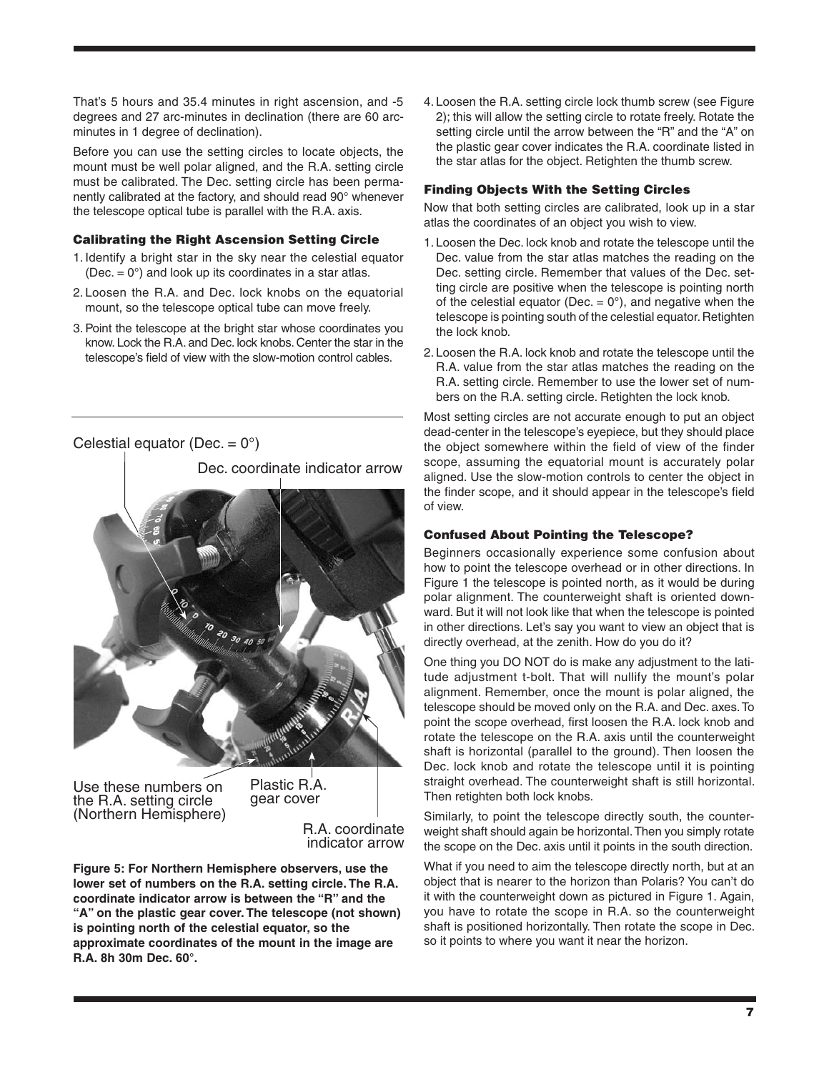That's 5 hours and 35.4 minutes in right ascension, and -5 degrees and 27 arc-minutes in declination (there are 60 arc-minutes in 1 degree of declination).

Before you can use the setting circles to locate objects, the mount must be well polar aligned, and the R.A. setting circle must be calibrated. The Dec. setting circle has been permanently calibrated at the factory, and should read 90° whenever the telescope optical tube is parallel with the R.A. axis.

### Calibrating the Right Ascension Setting Circle

1. Identify a bright star in the sky near the celestial equator (Dec. = 0°) and look up its coordinates in a star atlas.
2. Loosen the R.A. and Dec. lock knobs on the equatorial mount, so the telescope optical tube can move freely.
3. Point the telescope at the bright star whose coordinates you know. Lock the R.A. and Dec. lock knobs. Center the star in the telescope's field of view with the slow-motion control cables.
4. Loosen the R.A. setting circle lock thumb screw (see Figure 2); this will allow the setting circle to rotate freely. Rotate the setting circle until the arrow between the "R" and the "A" on the plastic gear cover indicates the R.A. coordinate listed in the star atlas for the object. Retighten the thumb screw.

Celestial equator (Dec. = 0°)

Dec. coordinate indicator arrow

Use these numbers on the R.A. setting circle (Northern Hemisphere)

Plastic R.A. gear cover

R.A. coordinate indicator arrow

**Figure 5: For Northern Hemisphere observers, use the lower set of numbers on the R.A. setting circle. The R.A. coordinate indicator arrow is between the "R" and the "A" on the plastic gear cover. The telescope (not shown) is pointing north of the celestial equator, so the approximate coordinates of the mount in the image are R.A. 8h 30m Dec. 60°.**

### Finding Objects With the Setting Circles

Now that both setting circles are calibrated, look up in a star atlas the coordinates of an object you wish to view.

1. Loosen the Dec. lock knob and rotate the telescope until the Dec. value from the star atlas matches the reading on the Dec. setting circle. Remember that values of the Dec. setting circle are positive when the telescope is pointing north of the celestial equator (Dec. = 0°), and negative when the telescope is pointing south of the celestial equator. Retighten the lock knob.
2. Loosen the R.A. lock knob and rotate the telescope until the R.A. value from the star atlas matches the reading on the R.A. setting circle. Remember to use the lower set of numbers on the R.A. setting circle. Retighten the lock knob.

Most setting circles are not accurate enough to put an object dead-center in the telescope's eyepiece, but they should place the object somewhere within the field of view of the finder scope, assuming the equatorial mount is accurately polar aligned. Use the slow-motion controls to center the object in the finder scope, and it should appear in the telescope's field of view.

### Confused About Pointing the Telescope?

Beginners occasionally experience some confusion about how to point the telescope overhead or in other directions. In Figure 1 the telescope is pointed north, as it would be during polar alignment. The counterweight shaft is oriented downward. But it will not look like that when the telescope is pointed in other directions. Let's say you want to view an object that is directly overhead, at the zenith. How do you do it?

One thing you DO NOT do is make any adjustment to the latitude adjustment t-bolt. That will nullify the mount's polar alignment. Remember, once the mount is polar aligned, the telescope should be moved only on the R.A. and Dec. axes. To point the scope overhead, first loosen the R.A. lock knob and rotate the telescope on the R.A. axis until the counterweight shaft is horizontal (parallel to the ground). Then loosen the Dec. lock knob and rotate the telescope until it is pointing straight overhead. The counterweight shaft is still horizontal. Then retighten both lock knobs.

Similarly, to point the telescope directly south, the counterweight shaft should again be horizontal. Then you simply rotate the scope on the Dec. axis until it points in the south direction.

What if you need to aim the telescope directly north, but at an object that is nearer to the horizon than Polaris? You can't do it with the counterweight down as pictured in Figure 1. Again, you have to rotate the scope in R.A. so the counterweight shaft is positioned horizontally. Then rotate the scope in Dec. so it points to where you want it near the horizon.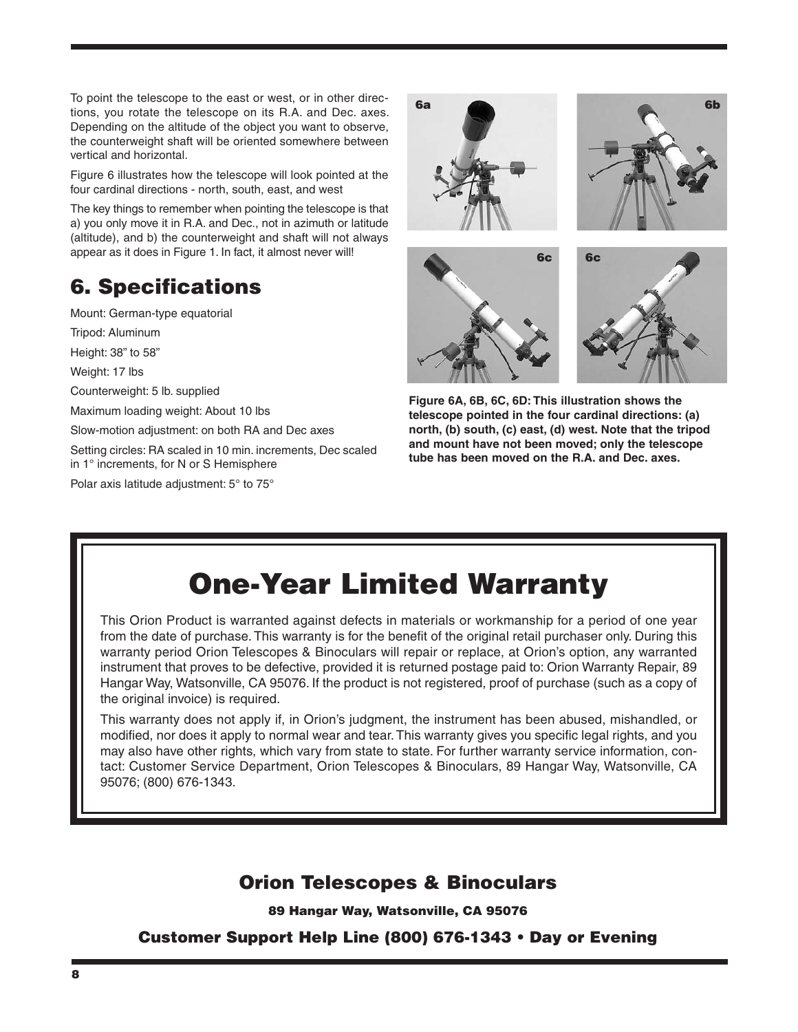To point the telescope to the east or west, or in other directions, you rotate the telescope on its R.A. and Dec. axes. Depending on the altitude of the object you want to observe, the counterweight shaft will be oriented somewhere between vertical and horizontal.

Figure 6 illustrates how the telescope will look pointed at the four cardinal directions - north, south, east, and west

The key things to remember when pointing the telescope is that a) you only move it in R.A. and Dec., not in azimuth or latitude (altitude), and b) the counterweight and shaft will not always appear as it does in Figure 1. In fact, it almost never will!

## 6. Specifications

Mount: German-type equatorial

Tripod: Aluminum

Height: 38” to 58”

Weight: 17 lbs

Counterweight: 5 lb. supplied

Maximum loading weight: About 10 lbs

Slow-motion adjustment: on both RA and Dec axes

Setting circles: RA scaled in 10 min. increments, Dec scaled in 1° increments, for N or S Hemisphere

Polar axis latitude adjustment: 5° to 75°

6a

6b

6c

6c

**Figure 6A, 6B, 6C, 6D: This illustration shows the telescope pointed in the four cardinal directions: (a) north, (b) south, (c) east, (d) west. Note that the tripod and mount have not been moved; only the telescope tube has been moved on the R.A. and Dec. axes.**

# One-Year Limited Warranty

This Orion Product is warranted against defects in materials or workmanship for a period of one year from the date of purchase. This warranty is for the benefit of the original retail purchaser only. During this warranty period Orion Telescopes & Binoculars will repair or replace, at Orion’s option, any warranted instrument that proves to be defective, provided it is returned postage paid to: Orion Warranty Repair, 89 Hangar Way, Watsonville, CA 95076. If the product is not registered, proof of purchase (such as a copy of the original invoice) is required.

This warranty does not apply if, in Orion’s judgment, the instrument has been abused, mishandled, or modified, nor does it apply to normal wear and tear. This warranty gives you specific legal rights, and you may also have other rights, which vary from state to state. For further warranty service information, contact: Customer Service Department, Orion Telescopes & Binoculars, 89 Hangar Way, Watsonville, CA 95076; (800) 676-1343.

## Orion Telescopes & Binoculars

**89 Hangar Way, Watsonville, CA 95076**

**Customer Support Help Line (800) 676-1343 • Day or Evening**